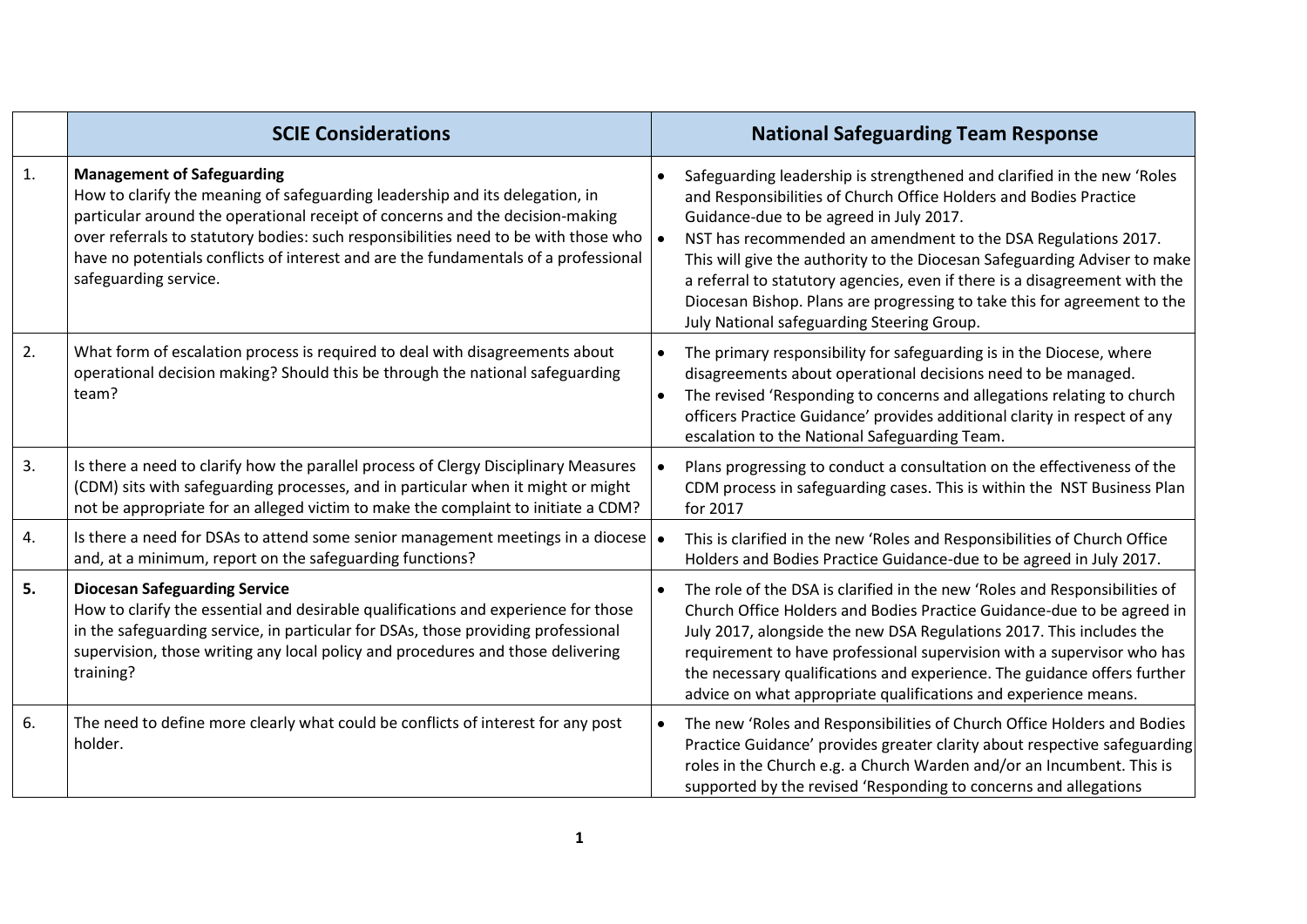| | SCIE Considerations | National Safeguarding Team Response |
|---|---|---|
| 1. | **Management of Safeguarding**<br>How to clarify the meaning of safeguarding leadership and its delegation, in particular around the operational receipt of concerns and the decision-making over referrals to statutory bodies: such responsibilities need to be with those who have no potentials conflicts of interest and are the fundamentals of a professional safeguarding service. | • Safeguarding leadership is strengthened and clarified in the new 'Roles and Responsibilities of Church Office Holders and Bodies Practice Guidance-due to be agreed in July 2017.<br>• NST has recommended an amendment to the DSA Regulations 2017. This will give the authority to the Diocesan Safeguarding Adviser to make a referral to statutory agencies, even if there is a disagreement with the Diocesan Bishop. Plans are progressing to take this for agreement to the July National safeguarding Steering Group. |
| 2. | What form of escalation process is required to deal with disagreements about operational decision making? Should this be through the national safeguarding team? | • The primary responsibility for safeguarding is in the Diocese, where disagreements about operational decisions need to be managed.<br>• The revised 'Responding to concerns and allegations relating to church officers Practice Guidance provides additional clarity in respect of any escalation to the National Safeguarding Team. |
| 3. | Is there a need to clarify how the parallel process of Clergy Disciplinary Measures (CDM) sits with safeguarding processes, and in particular when it might or might not be appropriate for an alleged victim to make the complaint to initiate a CDM? | • Plans progressing to conduct a consultation on the effectiveness of the CDM process in safeguarding cases. This is within the NST Business Plan for 2017 |
| 4. | Is there a need for DSAs to attend some senior management meetings in a diocese and, at a minimum, report on the safeguarding functions? | • This is clarified in the new 'Roles and Responsibilities of Church Office Holders and Bodies Practice Guidance-due to be agreed in July 2017. |
| **5.** | **Diocesan Safeguarding Service**<br>How to clarify the essential and desirable qualifications and experience for those in the safeguarding service, in particular for DSAs, those providing professional supervision, those writing any local policy and procedures and those delivering training? | • The role of the DSA is clarified in the new 'Roles and Responsibilities of Church Office Holders and Bodies Practice Guidance-due to be agreed in July 2017, alongside the new DSA Regulations 2017. This includes the requirement to have professional supervision with a supervisor who has the necessary qualifications and experience. The guidance offers further advice on what appropriate qualifications and experience means. |
| 6. | The need to define more clearly what could be conflicts of interest for any post holder. | • The new 'Roles and Responsibilities of Church Office Holders and Bodies Practice Guidance' provides greater clarity about respective safeguarding roles in the Church e.g. a Church Warden and/or an Incumbent. This is supported by the revised 'Responding to concerns and allegations |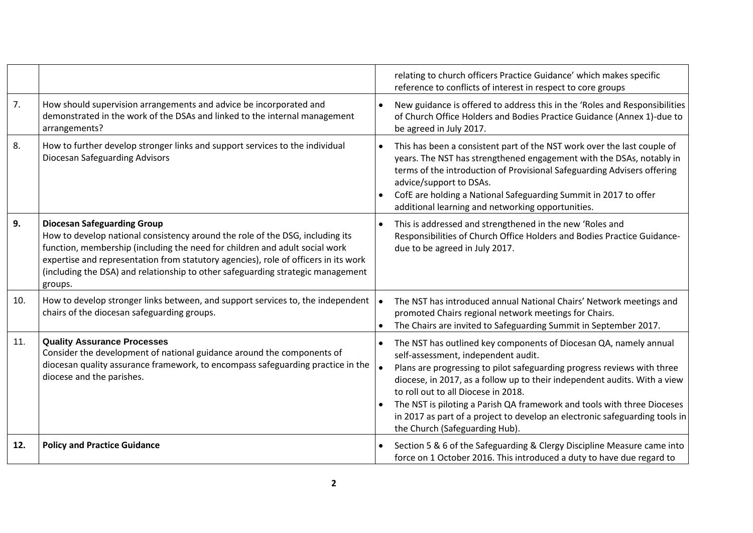| | | |
|---|---|---|
| | | relating to church officers Practice Guidance' which makes specific reference to conflicts of interest in respect to core groups |
| 7. | How should supervision arrangements and advice be incorporated and demonstrated in the work of the DSAs and linked to the internal management arrangements? | • New guidance is offered to address this in the 'Roles and Responsibilities of Church Office Holders and Bodies Practice Guidance (Annex 1)-due to be agreed in July 2017. |
| 8. | How to further develop stronger links and support services to the individual Diocesan Safeguarding Advisors | • This has been a consistent part of the NST work over the last couple of years. The NST has strengthened engagement with the DSAs, notably in terms of the introduction of Provisional Safeguarding Advisers offering advice/support to DSAs.<br>• CofE are holding a National Safeguarding Summit in 2017 to offer additional learning and networking opportunities. |
| **9.** | **Diocesan Safeguarding Group**<br>How to develop national consistency around the role of the DSG, including its function, membership (including the need for children and adult social work expertise and representation from statutory agencies), role of officers in its work (including the DSA) and relationship to other safeguarding strategic management groups. | • This is addressed and strengthened in the new 'Roles and Responsibilities of Church Office Holders and Bodies Practice Guidance- due to be agreed in July 2017. |
| 10. | How to develop stronger links between, and support services to, the independent chairs of the diocesan safeguarding groups. | • The NST has introduced annual National Chairs' Network meetings and promoted Chairs regional network meetings for Chairs.<br>• The Chairs are invited to Safeguarding Summit in September 2017. |
| 11. | **Quality Assurance Processes**<br>Consider the development of national guidance around the components of diocesan quality assurance framework, to encompass safeguarding practice in the diocese and the parishes. | • The NST has outlined key components of Diocesan QA, namely annual self-assessment, independent audit.<br>• Plans are progressing to pilot safeguarding progress reviews with three diocese, in 2017, as a follow up to their independent audits. With a view to roll out to all Diocese in 2018.<br>• The NST is piloting a Parish QA framework and tools with three Dioceses in 2017 as part of a project to develop an electronic safeguarding tools in the Church (Safeguarding Hub). |
| **12.** | **Policy and Practice Guidance** | • Section 5 & 6 of the Safeguarding & Clergy Discipline Measure came into force on 1 October 2016. This introduced a duty to have due regard to |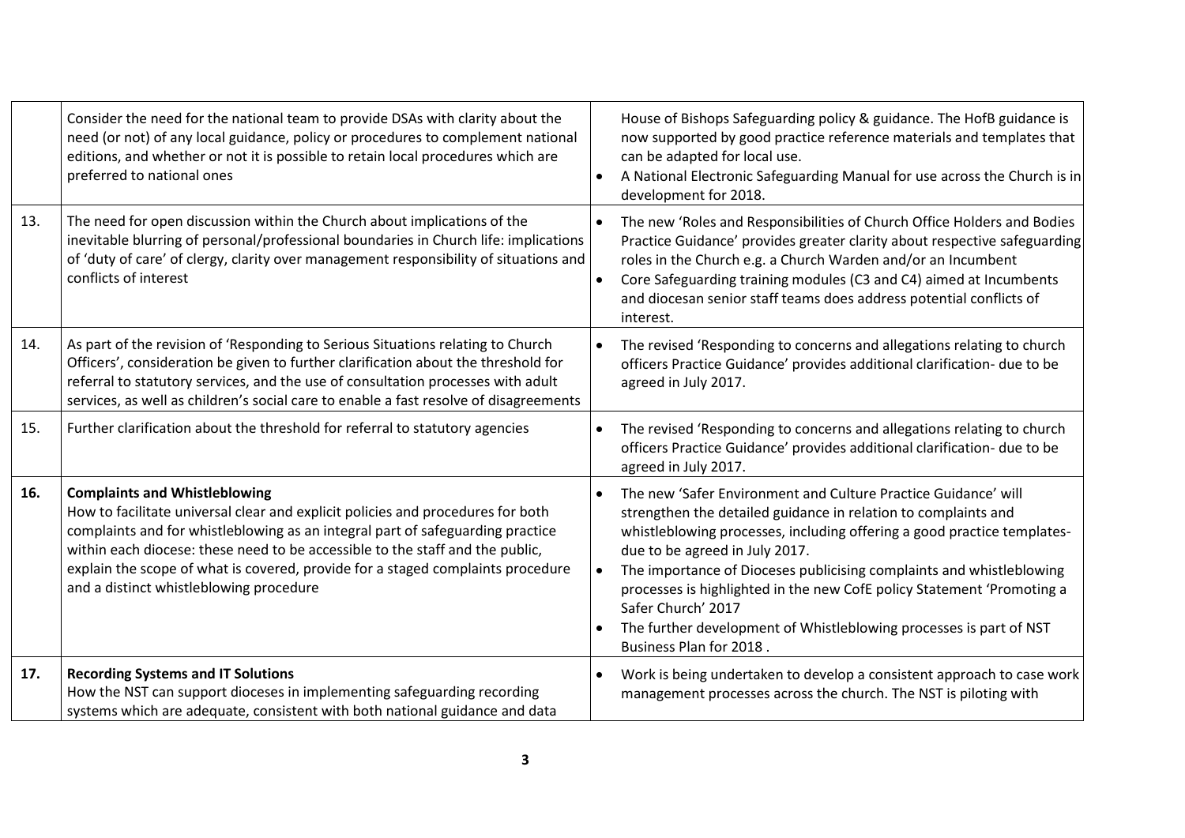| | | |
|---|---|---|
| | Consider the need for the national team to provide DSAs with clarity about the need (or not) of any local guidance, policy or procedures to complement national editions, and whether or not it is possible to retain local procedures which are preferred to national ones | House of Bishops Safeguarding policy & guidance. The HofB guidance is now supported by good practice reference materials and templates that can be adapted for local use.<br>• A National Electronic Safeguarding Manual for use across the Church is in development for 2018. |
| 13. | The need for open discussion within the Church about implications of the inevitable blurring of personal/professional boundaries in Church life: implications of 'duty of care' of clergy, clarity over management responsibility of situations and conflicts of interest | • The new 'Roles and Responsibilities of Church Office Holders and Bodies Practice Guidance' provides greater clarity about respective safeguarding roles in the Church e.g. a Church Warden and/or an Incumbent<br>• Core Safeguarding training modules (C3 and C4) aimed at Incumbents and diocesan senior staff teams does address potential conflicts of interest. |
| 14. | As part of the revision of 'Responding to Serious Situations relating to Church Officers', consideration be given to further clarification about the threshold for referral to statutory services, and the use of consultation processes with adult services, as well as children's social care to enable a fast resolve of disagreements | • The revised 'Responding to concerns and allegations relating to church officers Practice Guidance' provides additional clarification- due to be agreed in July 2017. |
| 15. | Further clarification about the threshold for referral to statutory agencies | • The revised 'Responding to concerns and allegations relating to church officers Practice Guidance' provides additional clarification- due to be agreed in July 2017. |
| **16.** | **Complaints and Whistleblowing**<br>How to facilitate universal clear and explicit policies and procedures for both complaints and for whistleblowing as an integral part of safeguarding practice within each diocese: these need to be accessible to the staff and the public, explain the scope of what is covered, provide for a staged complaints procedure and a distinct whistleblowing procedure | • The new 'Safer Environment and Culture Practice Guidance' will strengthen the detailed guidance in relation to complaints and whistleblowing processes, including offering a good practice templates- due to be agreed in July 2017.<br>• The importance of Dioceses publicising complaints and whistleblowing processes is highlighted in the new CofE policy Statement 'Promoting a Safer Church' 2017<br>• The further development of Whistleblowing processes is part of NST Business Plan for 2018 . |
| **17.** | **Recording Systems and IT Solutions**<br>How the NST can support dioceses in implementing safeguarding recording systems which are adequate, consistent with both national guidance and data | • Work is being undertaken to develop a consistent approach to case work management processes across the church. The NST is piloting with |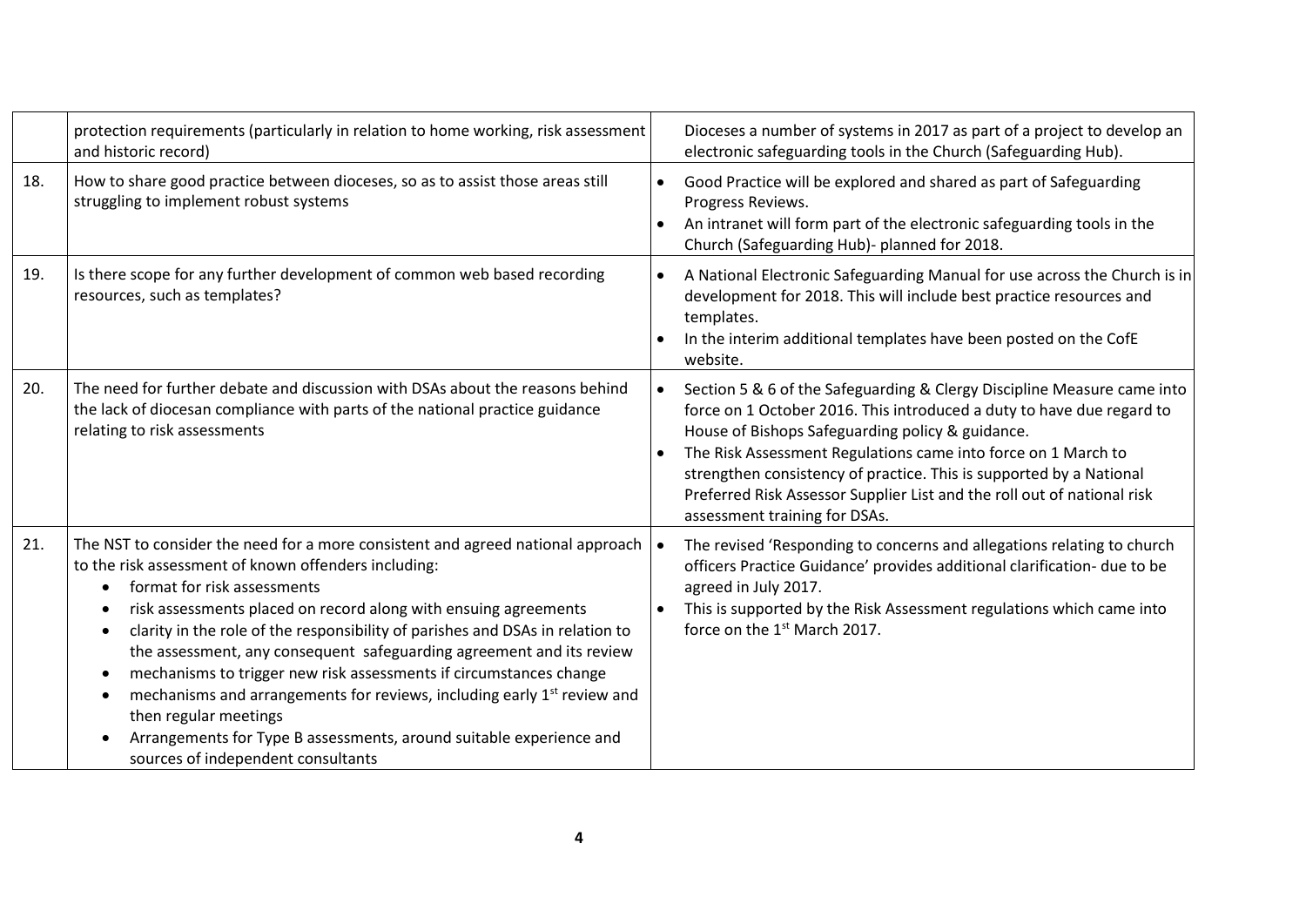| | | |
|---|---|---|
| | protection requirements (particularly in relation to home working, risk assessment and historic record) | Dioceses a number of systems in 2017 as part of a project to develop an electronic safeguarding tools in the Church (Safeguarding Hub). |
| 18. | How to share good practice between dioceses, so as to assist those areas still struggling to implement robust systems | • Good Practice will be explored and shared as part of Safeguarding Progress Reviews.<br>• An intranet will form part of the electronic safeguarding tools in the Church (Safeguarding Hub)- planned for 2018. |
| 19. | Is there scope for any further development of common web based recording resources, such as templates? | • A National Electronic Safeguarding Manual for use across the Church is in development for 2018. This will include best practice resources and templates.<br>• In the interim additional templates have been posted on the CofE website. |
| 20. | The need for further debate and discussion with DSAs about the reasons behind the lack of diocesan compliance with parts of the national practice guidance relating to risk assessments | • Section 5 & 6 of the Safeguarding & Clergy Discipline Measure came into force on 1 October 2016. This introduced a duty to have due regard to House of Bishops Safeguarding policy & guidance.<br>• The Risk Assessment Regulations came into force on 1 March to strengthen consistency of practice. This is supported by a National Preferred Risk Assessor Supplier List and the roll out of national risk assessment training for DSAs. |
| 21. | The NST to consider the need for a more consistent and agreed national approach to the risk assessment of known offenders including:<br>• format for risk assessments<br>• risk assessments placed on record along with ensuing agreements<br>• clarity in the role of the responsibility of parishes and DSAs in relation to the assessment, any consequent safeguarding agreement and its review<br>• mechanisms to trigger new risk assessments if circumstances change<br>• mechanisms and arrangements for reviews, including early 1st review and then regular meetings<br>• Arrangements for Type B assessments, around suitable experience and sources of independent consultants | • The revised 'Responding to concerns and allegations relating to church officers Practice Guidance' provides additional clarification- due to be agreed in July 2017.<br>• This is supported by the Risk Assessment regulations which came into force on the 1st March 2017. |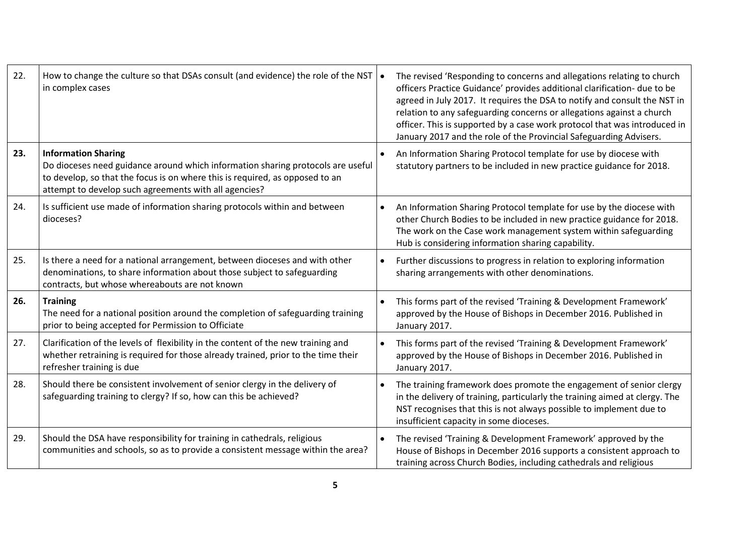| | | |
|---|---|---|
| 22. | How to change the culture so that DSAs consult (and evidence) the role of the NST in complex cases | • The revised 'Responding to concerns and allegations relating to church officers Practice Guidance' provides additional clarification- due to be agreed in July 2017. It requires the DSA to notify and consult the NST in relation to any safeguarding concerns or allegations against a church officer. This is supported by a case work protocol that was introduced in January 2017 and the role of the Provincial Safeguarding Advisers. |
| **23.** | **Information Sharing**<br>Do dioceses need guidance around which information sharing protocols are useful to develop, so that the focus is on where this is required, as opposed to an attempt to develop such agreements with all agencies? | • An Information Sharing Protocol template for use by diocese with statutory partners to be included in new practice guidance for 2018. |
| 24. | Is sufficient use made of information sharing protocols within and between dioceses? | • An Information Sharing Protocol template for use by the diocese with other Church Bodies to be included in new practice guidance for 2018. The work on the Case work management system within safeguarding Hub is considering information sharing capability. |
| 25. | Is there a need for a national arrangement, between dioceses and with other denominations, to share information about those subject to safeguarding contracts, but whose whereabouts are not known | • Further discussions to progress in relation to exploring information sharing arrangements with other denominations. |
| **26.** | **Training**<br>The need for a national position around the completion of safeguarding training prior to being accepted for Permission to Officiate | • This forms part of the revised 'Training & Development Framework' approved by the House of Bishops in December 2016. Published in January 2017. |
| 27. | Clarification of the levels of flexibility in the content of the new training and whether retraining is required for those already trained, prior to the time their refresher training is due | • This forms part of the revised 'Training & Development Framework' approved by the House of Bishops in December 2016. Published in January 2017. |
| 28. | Should there be consistent involvement of senior clergy in the delivery of safeguarding training to clergy? If so, how can this be achieved? | • The training framework does promote the engagement of senior clergy in the delivery of training, particularly the training aimed at clergy. The NST recognises that this is not always possible to implement due to insufficient capacity in some dioceses. |
| 29. | Should the DSA have responsibility for training in cathedrals, religious communities and schools, so as to provide a consistent message within the area? | • The revised 'Training & Development Framework' approved by the House of Bishops in December 2016 supports a consistent approach to training across Church Bodies, including cathedrals and religious |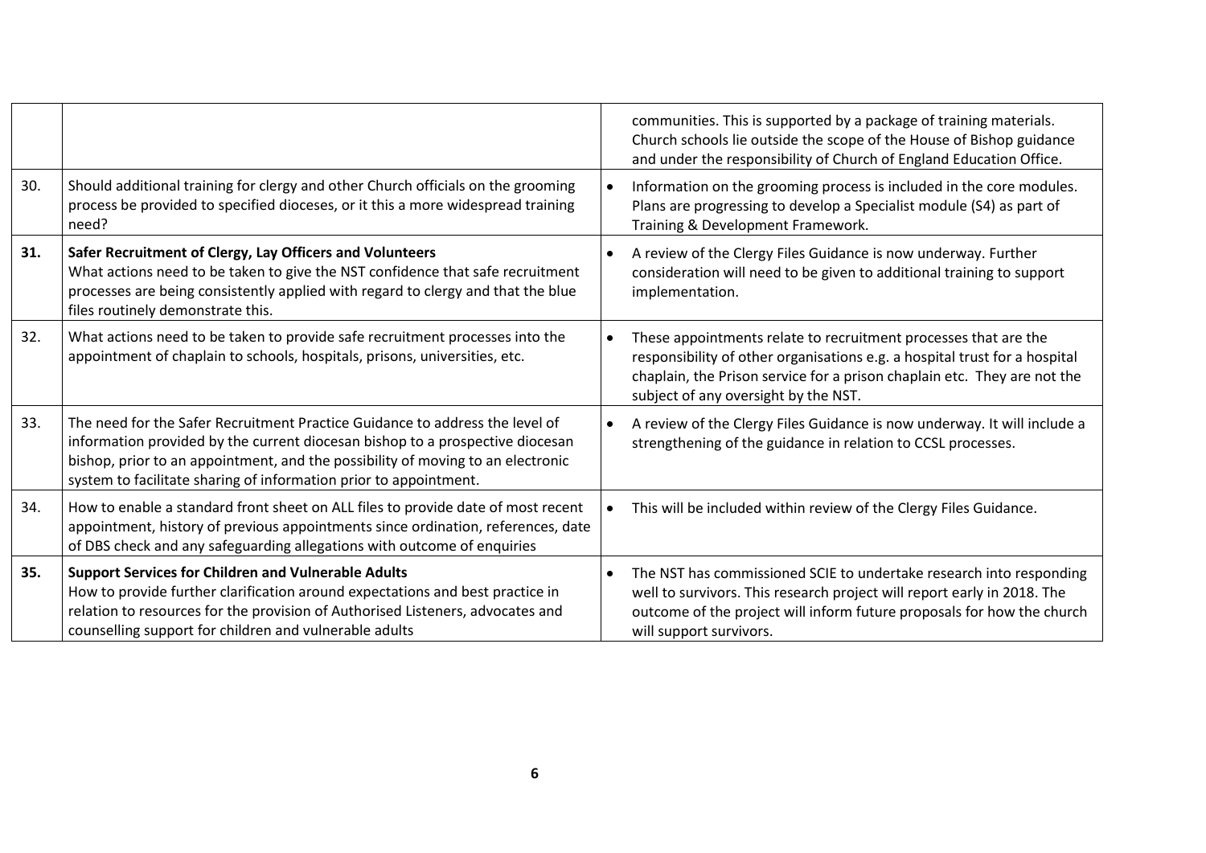| | | |
|---|---|---|
| | | communities. This is supported by a package of training materials. Church schools lie outside the scope of the House of Bishop guidance and under the responsibility of Church of England Education Office. |
| 30. | Should additional training for clergy and other Church officials on the grooming process be provided to specified dioceses, or it this a more widespread training need? | • Information on the grooming process is included in the core modules. Plans are progressing to develop a Specialist module (S4) as part of Training & Development Framework. |
| **31.** | **Safer Recruitment of Clergy, Lay Officers and Volunteers** What actions need to be taken to give the NST confidence that safe recruitment processes are being consistently applied with regard to clergy and that the blue files routinely demonstrate this. | • A review of the Clergy Files Guidance is now underway. Further consideration will need to be given to additional training to support implementation. |
| 32. | What actions need to be taken to provide safe recruitment processes into the appointment of chaplain to schools, hospitals, prisons, universities, etc. | • These appointments relate to recruitment processes that are the responsibility of other organisations e.g. a hospital trust for a hospital chaplain, the Prison service for a prison chaplain etc. They are not the subject of any oversight by the NST. |
| 33. | The need for the Safer Recruitment Practice Guidance to address the level of information provided by the current diocesan bishop to a prospective diocesan bishop, prior to an appointment, and the possibility of moving to an electronic system to facilitate sharing of information prior to appointment. | • A review of the Clergy Files Guidance is now underway. It will include a strengthening of the guidance in relation to CCSL processes. |
| 34. | How to enable a standard front sheet on ALL files to provide date of most recent appointment, history of previous appointments since ordination, references, date of DBS check and any safeguarding allegations with outcome of enquiries | • This will be included within review of the Clergy Files Guidance. |
| **35.** | **Support Services for Children and Vulnerable Adults** How to provide further clarification around expectations and best practice in relation to resources for the provision of Authorised Listeners, advocates and counselling support for children and vulnerable adults | • The NST has commissioned SCIE to undertake research into responding well to survivors. This research project will report early in 2018. The outcome of the project will inform future proposals for how the church will support survivors. |